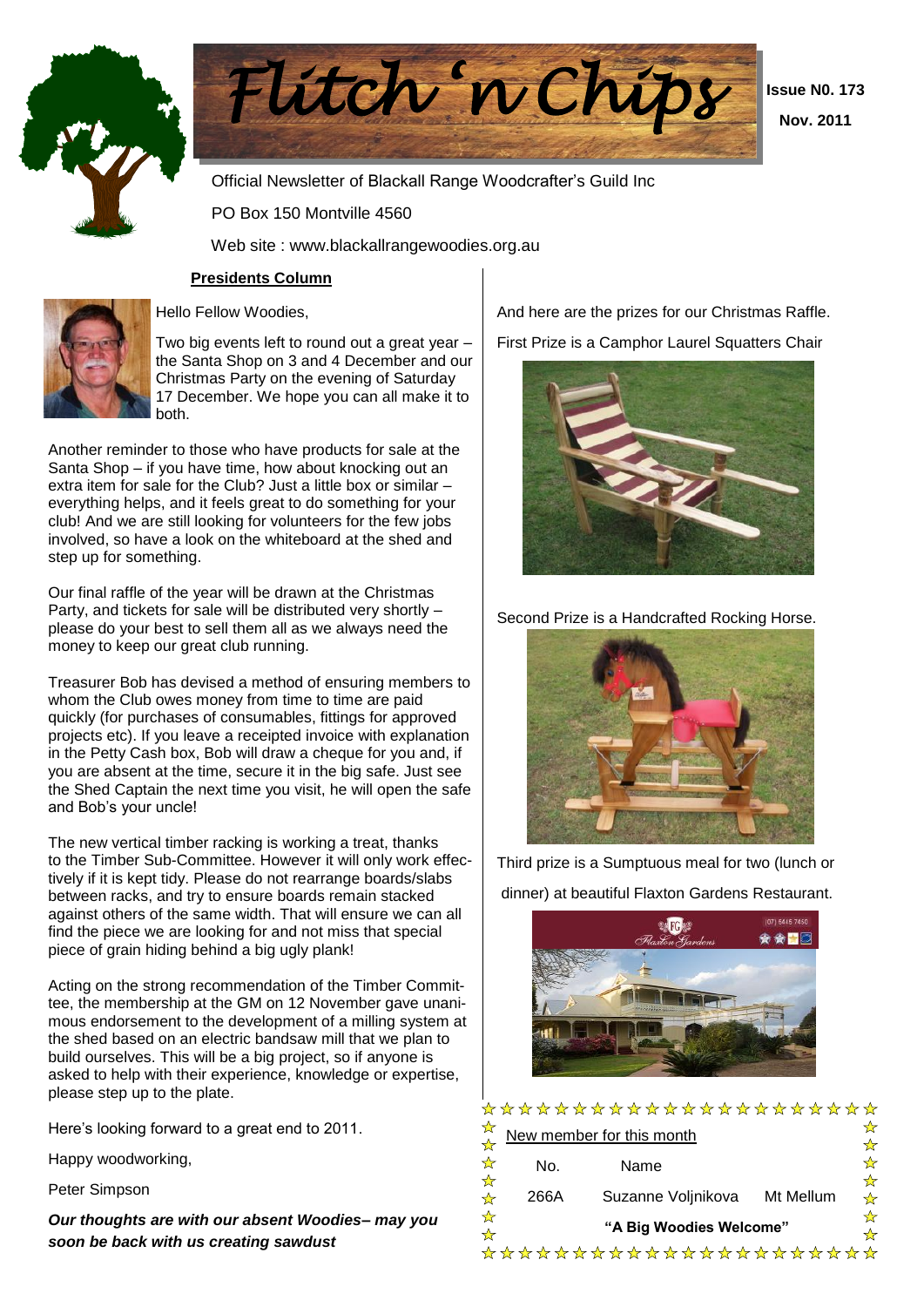# Flitch 'n Chips

**Issue N0. 173**

**Nov. 2011**

Official Newsletter of Blackall Range Woodcrafter's Guild Inc

PO Box 150 Montville 4560

Web site : www.blackallrangewoodies.org.au

## Presidents Column

Hello Fellow Woodies,

Two big events left to round out a great year – the Santa Shop on 3 and 4 December and our Christmas Party on the evening of Saturday 17 December. We hope you can all make it to both.

Another reminder to those who have products for sale at the Santa Shop – if you have time, how about knocking out an extra item for sale for the Club? Just a little box or similar – everything helps, and it feels great to do something for your club! And we are still looking for volunteers for the few jobs involved, so have a look on the whiteboard at the shed and step up for something.

Our final raffle of the year will be drawn at the Christmas Party, and tickets for sale will be distributed very shortly – please do your best to sell them all as we always need the money to keep our great club running.

Treasurer Bob has devised a method of ensuring members to whom the Club owes money from time to time are paid quickly (for purchases of consumables, fittings for approved projects etc). If you leave a receipted invoice with explanation in the Petty Cash box, Bob will draw a cheque for you and, if you are absent at the time, secure it in the big safe. Just see the Shed Captain the next time you visit, he will open the safe and Bob's your uncle!

The new vertical timber racking is working a treat, thanks to the Timber Sub-Committee. However it will only work effectively if it is kept tidy. Please do not rearrange boards/slabs between racks, and try to ensure boards remain stacked against others of the same width. That will ensure we can all find the piece we are looking for and not miss that special piece of grain hiding behind a big ugly plank!

Acting on the strong recommendation of the Timber Committee, the membership at the GM on 12 November gave unanimous endorsement to the development of a milling system at the shed based on an electric bandsaw mill that we plan to build ourselves. This will be a big project, so if anyone is asked to help with their experience, knowledge or expertise, please step up to the plate.

Here's looking forward to a great end to 2011.

Happy woodworking,

Peter Simpson

***Our thoughts are with our absent Woodies– may you soon be back with us creating sawdust***

And here are the prizes for our Christmas Raffle.

First Prize is a Camphor Laurel Squatters Chair

Second Prize is a Handcrafted Rocking Horse.

Third prize is a Sumptuous meal for two (lunch or dinner) at beautiful Flaxton Gardens Restaurant.

New member for this month

| No. | Name | |
|---|---|---|
| 266A | Suzanne Voljnikova | Mt Mellum |

**"A Big Woodies Welcome"**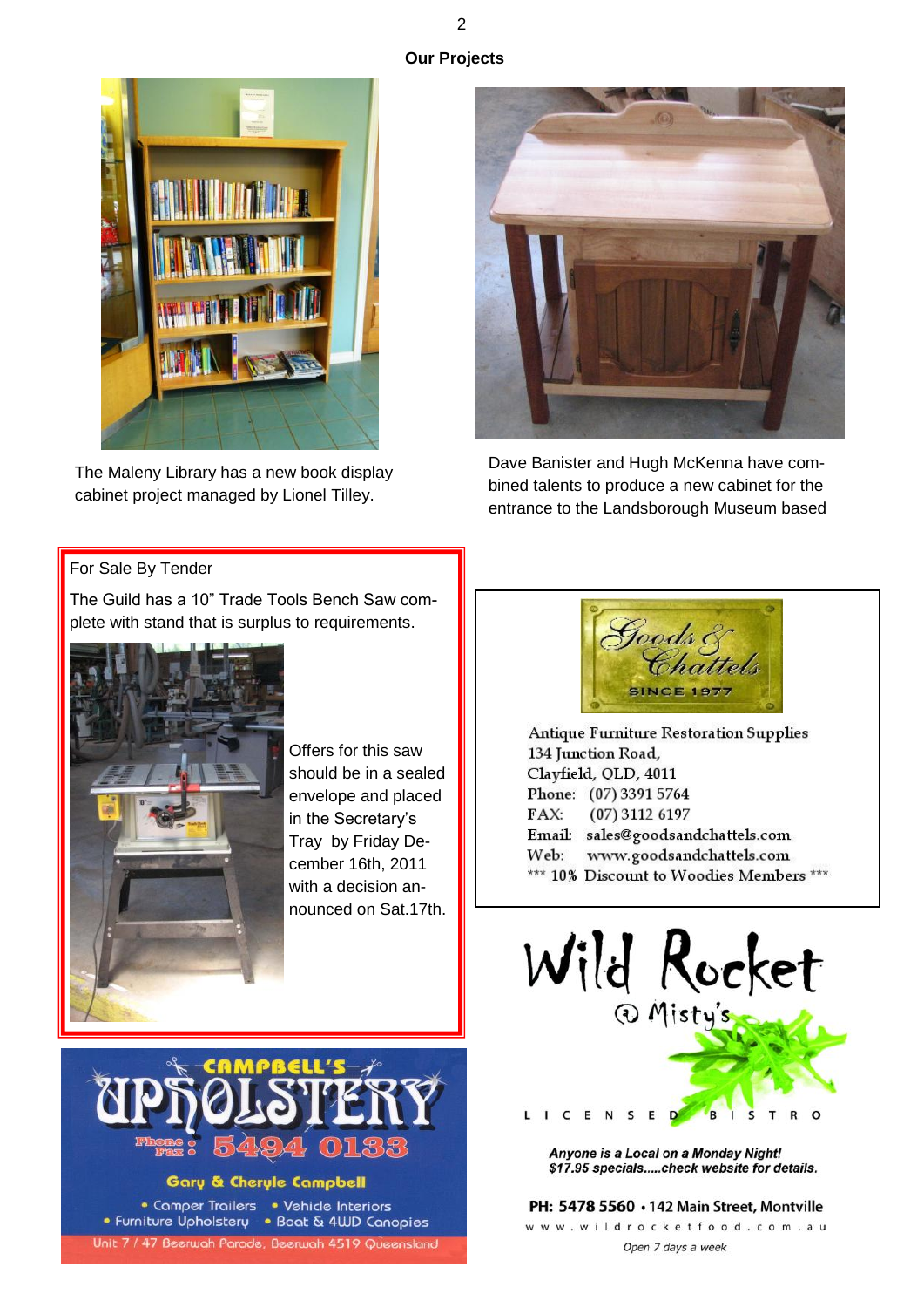## Our Projects

The Maleny Library has a new book display cabinet project managed by Lionel Tilley.

Dave Banister and Hugh McKenna have combined talents to produce a new cabinet for the entrance to the Landsborough Museum based

For Sale By Tender

The Guild has a 10" Trade Tools Bench Saw complete with stand that is surplus to requirements.

Offers for this saw should be in a sealed envelope and placed in the Secretary's Tray by Friday December 16th, 2011 with a decision announced on Sat.17th.

Goods & Chattels
SINCE 1977

Antique Furniture Restoration Supplies
134 Junction Road,
Clayfield, QLD, 4011
Phone: (07) 3391 5764
FAX: (07) 3112 6197
Email: sales@goodsandchattels.com
Web: www.goodsandchattels.com
*** 10% Discount to Woodies Members ***

CAMPBELL'S UPHOLSTERY
Phone Fax: 5494 0133
Gary & Cheryle Campbell
• Camper Trailers • Vehicle Interiors
• Furniture Upholstery • Boat & 4WD Canopies
Unit 7 / 47 Beerwah Parade, Beerwah 4519 Queensland

Wild Rocket @ Misty's
LICENSED BISTRO

*Anyone is a Local on a Monday Night!*
*$17.95 specials.....check website for details.*

PH: 5478 5560 • 142 Main Street, Montville
www.wildrocketfood.com.au
*Open 7 days a week*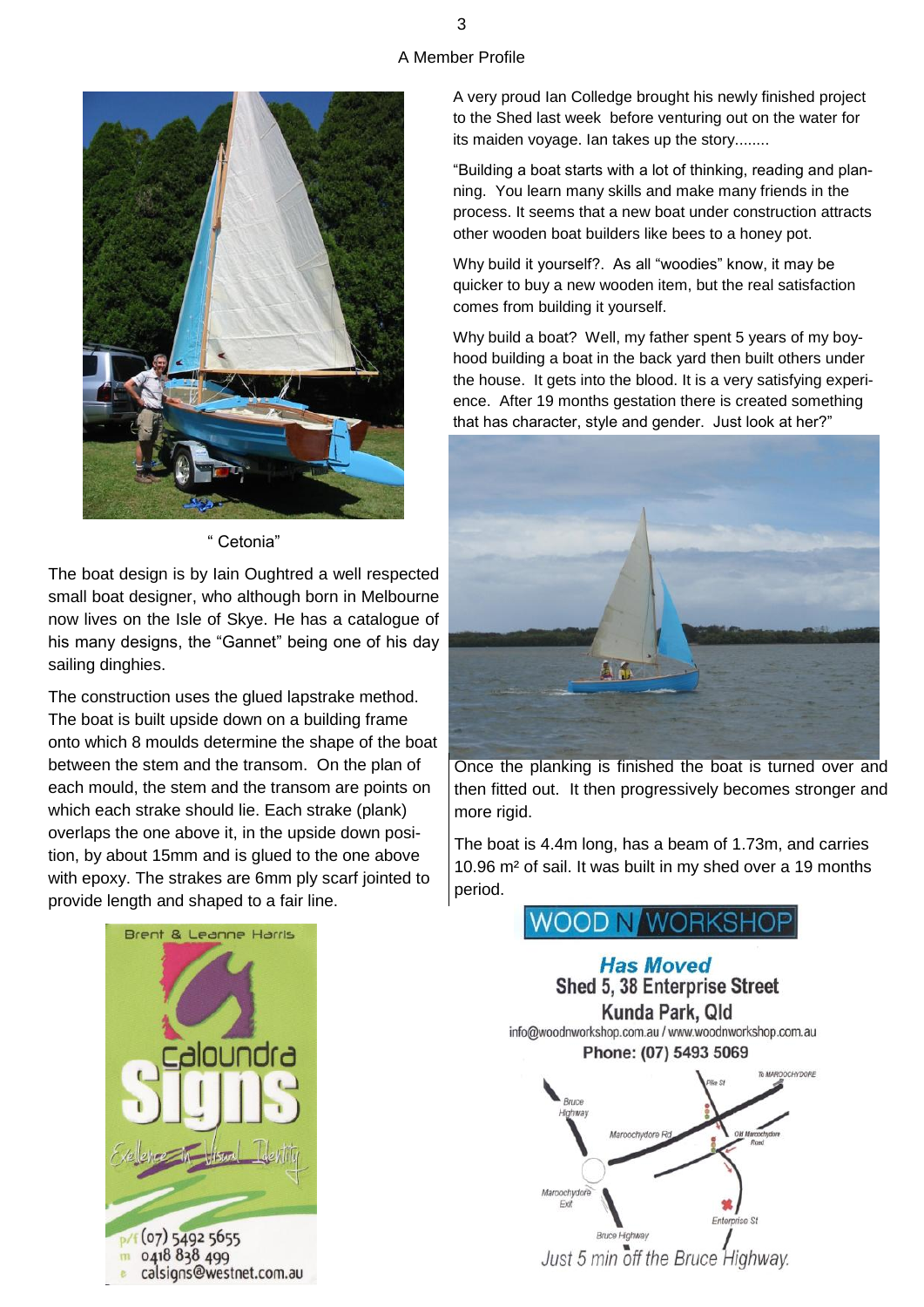## A Member Profile

" Cetonia"

A very proud Ian Colledge brought his newly finished project to the Shed last week before venturing out on the water for its maiden voyage. Ian takes up the story........

"Building a boat starts with a lot of thinking, reading and planning. You learn many skills and make many friends in the process. It seems that a new boat under construction attracts other wooden boat builders like bees to a honey pot.

Why build it yourself?. As all "woodies" know, it may be quicker to buy a new wooden item, but the real satisfaction comes from building it yourself.

Why build a boat? Well, my father spent 5 years of my boyhood building a boat in the back yard then built others under the house. It gets into the blood. It is a very satisfying experience. After 19 months gestation there is created something that has character, style and gender. Just look at her?"

The boat design is by Iain Oughtred a well respected small boat designer, who although born in Melbourne now lives on the Isle of Skye. He has a catalogue of his many designs, the "Gannet" being one of his day sailing dinghies.

The construction uses the glued lapstrake method. The boat is built upside down on a building frame onto which 8 moulds determine the shape of the boat between the stem and the transom. On the plan of each mould, the stem and the transom are points on which each strake should lie. Each strake (plank) overlaps the one above it, in the upside down position, by about 15mm and is glued to the one above with epoxy. The strakes are 6mm ply scarf jointed to provide length and shaped to a fair line.

Once the planking is finished the boat is turned over and then fitted out. It then progressively becomes stronger and more rigid.

The boat is 4.4m long, has a beam of 1.73m, and carries 10.96 m² of sail. It was built in my shed over a 19 months period.

Brent & Leanne Harris

Caloundra Signs

Excellence in Visual Identity

p/f (07) 5492 5655
m 0418 838 499
e calsigns@westnet.com.au

WOOD N WORKSHOP

**Has Moved**

**Shed 5, 38 Enterprise Street**

**Kunda Park, Qld**

info@woodnworkshop.com.au / www.woodnworkshop.com.au

**Phone: (07) 5493 5069**

To MAROOCHYDORE
Pike St
Bruce Highway
Maroochydore Rd
Old Maroochydore Road
Maroochydore Exit
Enterprise St
Bruce Highway

Just 5 min off the Bruce Highway.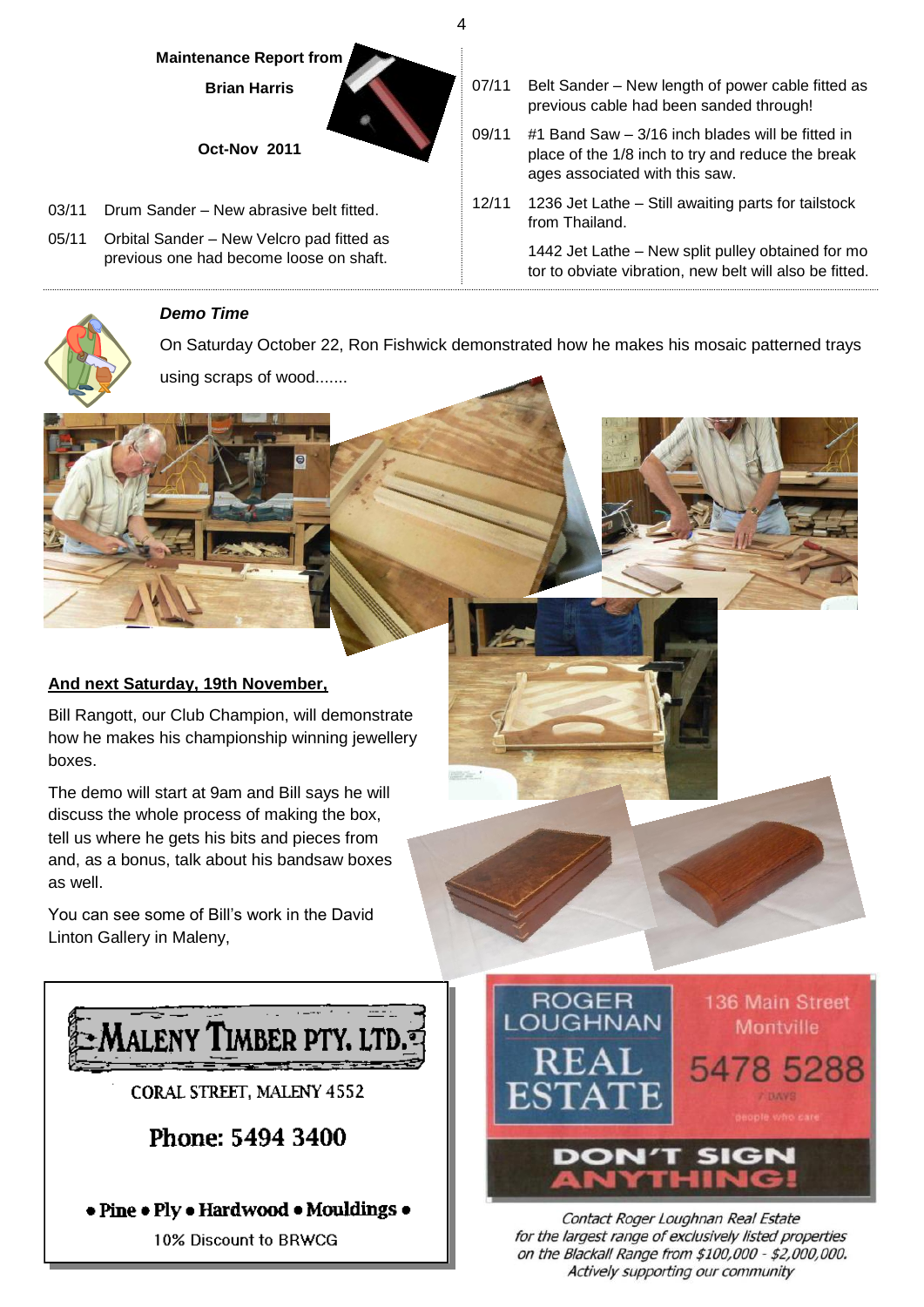**Maintenance Report from**

**Brian Harris**

**Oct-Nov 2011**

03/11 Drum Sander – New abrasive belt fitted.

05/11 Orbital Sander – New Velcro pad fitted as previous one had become loose on shaft.

07/11 Belt Sander – New length of power cable fitted as previous cable had been sanded through!

09/11 #1 Band Saw – 3/16 inch blades will be fitted in place of the 1/8 inch to try and reduce the break ages associated with this saw.

12/11 1236 Jet Lathe – Still awaiting parts for tailstock from Thailand.

1442 Jet Lathe – New split pulley obtained for mo tor to obviate vibration, new belt will also be fitted.

***Demo Time***

On Saturday October 22, Ron Fishwick demonstrated how he makes his mosaic patterned trays using scraps of wood.......

**<u>And next Saturday, 19th November,</u>**

Bill Rangott, our Club Champion, will demonstrate how he makes his championship winning jewellery boxes.

The demo will start at 9am and Bill says he will discuss the whole process of making the box, tell us where he gets his bits and pieces from and, as a bonus, talk about his bandsaw boxes as well.

You can see some of Bill's work in the David Linton Gallery in Maleny,

MALENY TIMBER PTY. LTD.

CORAL STREET, MALENY 4552

Phone: 5494 3400

• Pine • Ply • Hardwood • Mouldings •

10% Discount to BRWCG

ROGER LOUGHNAN REAL ESTATE

136 Main Street Montville

5478 5288

DON'T SIGN ANYTHING!

*Contact Roger Loughnan Real Estate for the largest range of exclusively listed properties on the Blackall Range from $100,000 - $2,000,000. Actively supporting our community*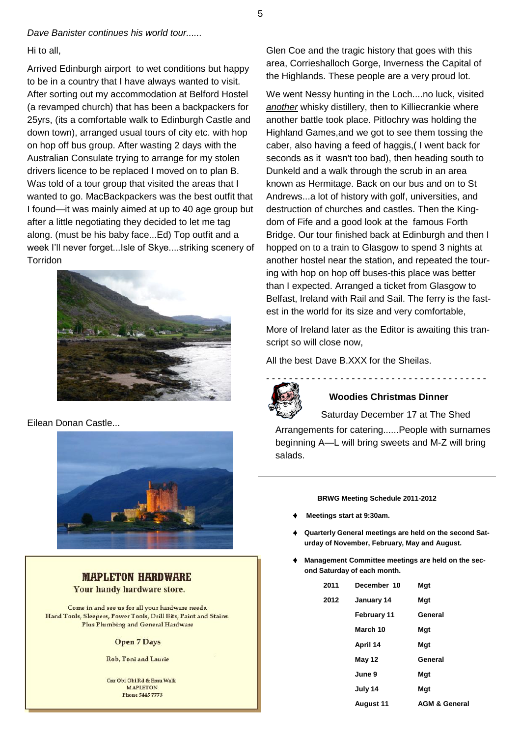*Dave Banister continues his world tour......*

Hi to all,

Arrived Edinburgh airport to wet conditions but happy to be in a country that I have always wanted to visit. After sorting out my accommodation at Belford Hostel (a revamped church) that has been a backpackers for 25yrs, (its a comfortable walk to Edinburgh Castle and down town), arranged usual tours of city etc. with hop on hop off bus group. After wasting 2 days with the Australian Consulate trying to arrange for my stolen drivers licence to be replaced I moved on to plan B. Was told of a tour group that visited the areas that I wanted to go. MacBackpackers was the best outfit that I found—it was mainly aimed at up to 40 age group but after a little negotiating they decided to let me tag along. (must be his baby face...Ed) Top outfit and a week I'll never forget...Isle of Skye....striking scenery of Torridon

Eilean Donan Castle...

Glen Coe and the tragic history that goes with this area, Corrieshalloch Gorge, Inverness the Capital of the Highlands. These people are a very proud lot.

We went Nessy hunting in the Loch....no luck, visited *another* whisky distillery, then to Killiecrankie where another battle took place. Pitlochry was holding the Highland Games,and we got to see them tossing the caber, also having a feed of haggis,( I went back for seconds as it wasn't too bad), then heading south to Dunkeld and a walk through the scrub in an area known as Hermitage. Back on our bus and on to St Andrews...a lot of history with golf, universities, and destruction of churches and castles. Then the Kingdom of Fife and a good look at the famous Forth Bridge. Our tour finished back at Edinburgh and then I hopped on to a train to Glasgow to spend 3 nights at another hostel near the station, and repeated the touring with hop on hop off buses-this place was better than I expected. Arranged a ticket from Glasgow to Belfast, Ireland with Rail and Sail. The ferry is the fastest in the world for its size and very comfortable,

More of Ireland later as the Editor is awaiting this transcript so will close now,

All the best Dave B.XXX for the Sheilas.

## MAPLETON HARDWARE

Your handy hardware store.

Come in and see us for all your hardware needs.
Hand Tools, Sleepers, Power Tools, Drill Bits, Paint and Stains.
Plus Plumbing and General Hardware

Open 7 Days

Rob, Toni and Laurie

Cnr Obi Obi Rd & Emu Walk
MAPLETON
Phone 5445 7773

---

### Woodies Christmas Dinner

Saturday December 17 at The Shed

Arrangements for catering......People with surnames beginning A—L will bring sweets and M-Z will bring salads.

---

**BRWG Meeting Schedule 2011-2012**

- **Meetings start at 9:30am.**
- **Quarterly General meetings are held on the second Saturday of November, February, May and August.**
- **Management Committee meetings are held on the second Saturday of each month.**

| | | |
|---|---|---|
| **2011** | **December 10** | **Mgt** |
| **2012** | **January 14** | **Mgt** |
| | **February 11** | **General** |
| | **March 10** | **Mgt** |
| | **April 14** | **Mgt** |
| | **May 12** | **General** |
| | **June 9** | **Mgt** |
| | **July 14** | **Mgt** |
| | **August 11** | **AGM & General** |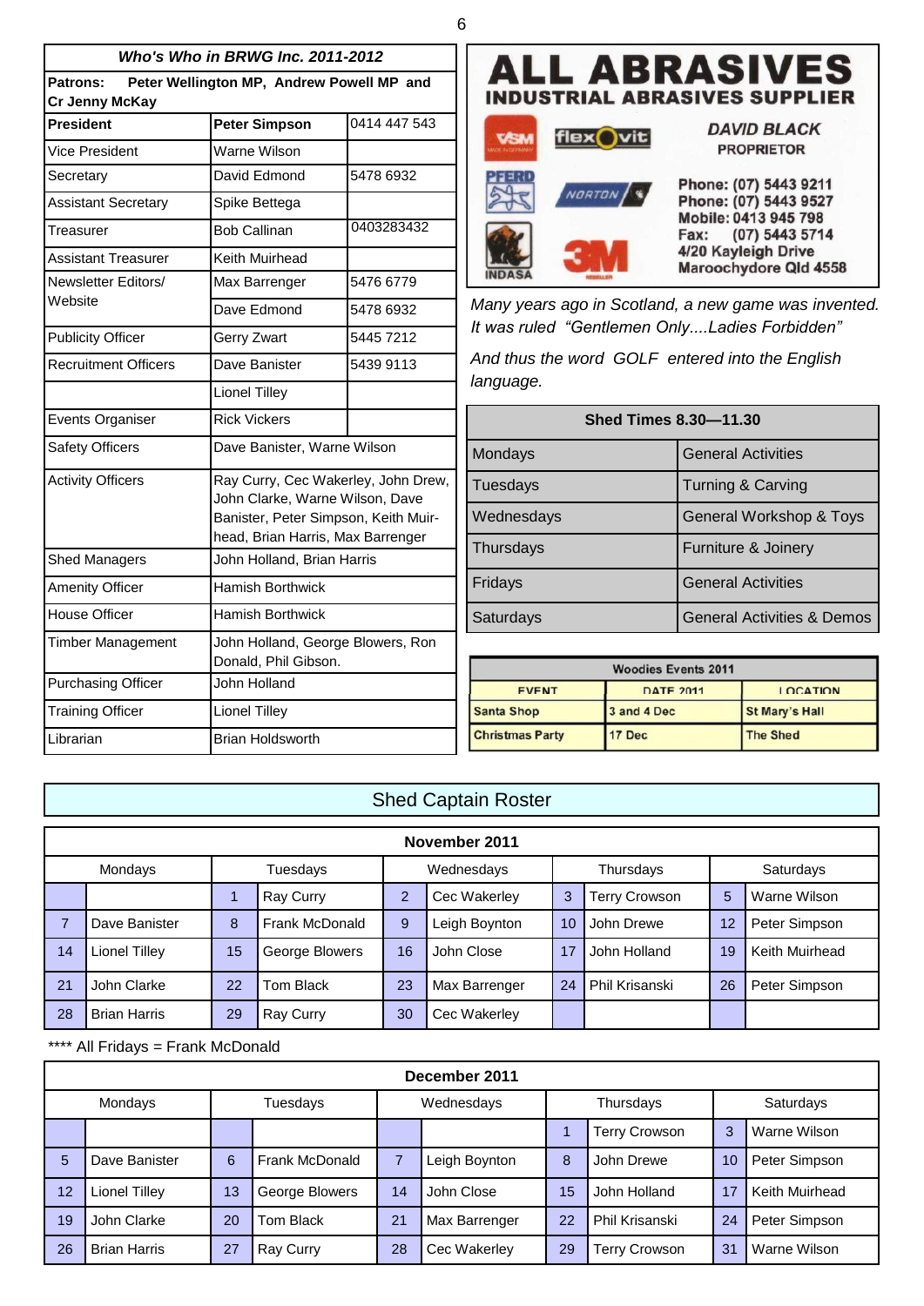## Who's Who in BRWG Inc. 2011-2012

**Patrons: Peter Wellington MP, Andrew Powell MP and Cr Jenny McKay**

| | | |
|---|---|---|
| **President** | **Peter Simpson** | 0414 447 543 |
| Vice President | Warne Wilson | |
| Secretary | David Edmond | 5478 6932 |
| Assistant Secretary | Spike Bettega | |
| Treasurer | Bob Callinan | 0403283432 |
| Assistant Treasurer | Keith Muirhead | |
| Newsletter Editors/ Website | Max Barrenger | 5476 6779 |
| | Dave Edmond | 5478 6932 |
| Publicity Officer | Gerry Zwart | 5445 7212 |
| Recruitment Officers | Dave Banister | 5439 9113 |
| | Lionel Tilley | |
| Events Organiser | Rick Vickers | |
| Safety Officers | Dave Banister, Warne Wilson | |
| Activity Officers | Ray Curry, Cec Wakerley, John Drew, John Clarke, Warne Wilson, Dave Banister, Peter Simpson, Keith Muirhead, Brian Harris, Max Barrenger | |
| Shed Managers | John Holland, Brian Harris | |
| Amenity Officer | Hamish Borthwick | |
| House Officer | Hamish Borthwick | |
| Timber Management | John Holland, George Blowers, Ron Donald, Phil Gibson. | |
| Purchasing Officer | John Holland | |
| Training Officer | Lionel Tilley | |
| Librarian | Brian Holdsworth | |

**ALL ABRASIVES**
**INDUSTRIAL ABRASIVES SUPPLIER**

VSM, flexovit, PFERD, NORTON, INDASA, 3M

**DAVID BLACK**
PROPRIETOR

Phone: (07) 5443 9211
Phone: (07) 5443 9527
Mobile: 0413 945 798
Fax: (07) 5443 5714
4/20 Kayleigh Drive
Maroochydore Qld 4558

*Many years ago in Scotland, a new game was invented. It was ruled "Gentlemen Only....Ladies Forbidden"*

*And thus the word GOLF entered into the English language.*

| **Shed Times 8.30—11.30** | |
|---|---|
| Mondays | General Activities |
| Tuesdays | Turning & Carving |
| Wednesdays | General Workshop & Toys |
| Thursdays | Furniture & Joinery |
| Fridays | General Activities |
| Saturdays | General Activities & Demos |

**Woodies Events 2011**

| EVENT | DATE 2011 | LOCATION |
|---|---|---|
| Santa Shop | 3 and 4 Dec | St Mary's Hall |
| Christmas Party | 17 Dec | The Shed |

## Shed Captain Roster

**November 2011**

| Mondays | | Tuesdays | | Wednesdays | | Thursdays | | Saturdays | |
|---|---|---|---|---|---|---|---|---|---|
| | | 1 | Ray Curry | 2 | Cec Wakerley | 3 | Terry Crowson | 5 | Warne Wilson |
| 7 | Dave Banister | 8 | Frank McDonald | 9 | Leigh Boynton | 10 | John Drewe | 12 | Peter Simpson |
| 14 | Lionel Tilley | 15 | George Blowers | 16 | John Close | 17 | John Holland | 19 | Keith Muirhead |
| 21 | John Clarke | 22 | Tom Black | 23 | Max Barrenger | 24 | Phil Krisanski | 26 | Peter Simpson |
| 28 | Brian Harris | 29 | Ray Curry | 30 | Cec Wakerley | | | | |

**** All Fridays = Frank McDonald

**December 2011**

| Mondays | | Tuesdays | | Wednesdays | | Thursdays | | Saturdays | |
|---|---|---|---|---|---|---|---|---|---|
| | | | | | | 1 | Terry Crowson | 3 | Warne Wilson |
| 5 | Dave Banister | 6 | Frank McDonald | 7 | Leigh Boynton | 8 | John Drewe | 10 | Peter Simpson |
| 12 | Lionel Tilley | 13 | George Blowers | 14 | John Close | 15 | John Holland | 17 | Keith Muirhead |
| 19 | John Clarke | 20 | Tom Black | 21 | Max Barrenger | 22 | Phil Krisanski | 24 | Peter Simpson |
| 26 | Brian Harris | 27 | Ray Curry | 28 | Cec Wakerley | 29 | Terry Crowson | 31 | Warne Wilson |